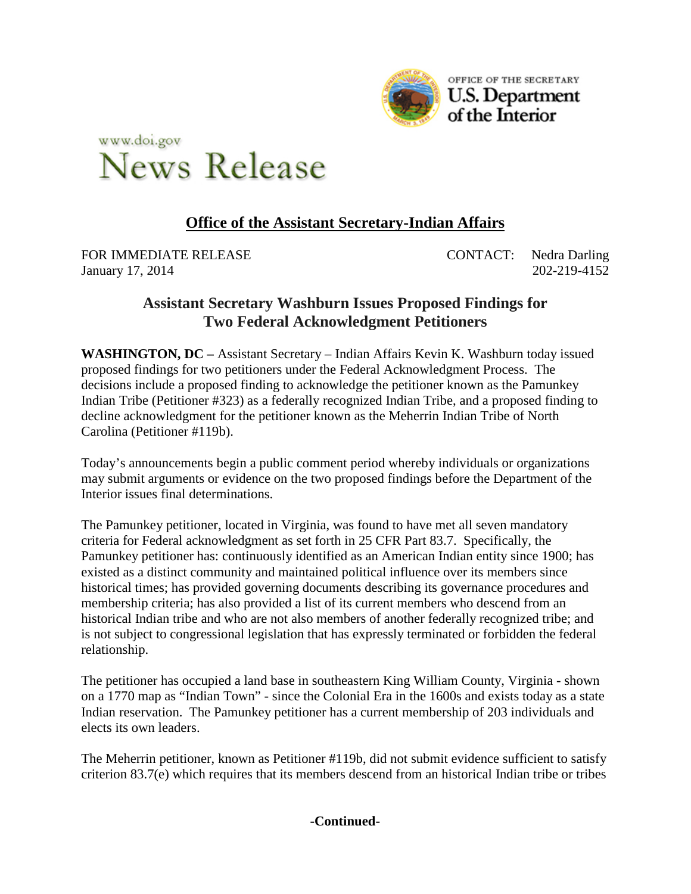OFFICE OF THE SECRETARY
U.S. Department of the Interior

www.doi.gov
# News Release

## Office of the Assistant Secretary-Indian Affairs

FOR IMMEDIATE RELEASE
January 17, 2014

CONTACT: Nedra Darling
202-219-4152

## Assistant Secretary Washburn Issues Proposed Findings for Two Federal Acknowledgment Petitioners

**WASHINGTON, DC –** Assistant Secretary – Indian Affairs Kevin K. Washburn today issued proposed findings for two petitioners under the Federal Acknowledgment Process. The decisions include a proposed finding to acknowledge the petitioner known as the Pamunkey Indian Tribe (Petitioner #323) as a federally recognized Indian Tribe, and a proposed finding to decline acknowledgment for the petitioner known as the Meherrin Indian Tribe of North Carolina (Petitioner #119b).

Today's announcements begin a public comment period whereby individuals or organizations may submit arguments or evidence on the two proposed findings before the Department of the Interior issues final determinations.

The Pamunkey petitioner, located in Virginia, was found to have met all seven mandatory criteria for Federal acknowledgment as set forth in 25 CFR Part 83.7. Specifically, the Pamunkey petitioner has: continuously identified as an American Indian entity since 1900; has existed as a distinct community and maintained political influence over its members since historical times; has provided governing documents describing its governance procedures and membership criteria; has also provided a list of its current members who descend from an historical Indian tribe and who are not also members of another federally recognized tribe; and is not subject to congressional legislation that has expressly terminated or forbidden the federal relationship.

The petitioner has occupied a land base in southeastern King William County, Virginia - shown on a 1770 map as "Indian Town" - since the Colonial Era in the 1600s and exists today as a state Indian reservation. The Pamunkey petitioner has a current membership of 203 individuals and elects its own leaders.

The Meherrin petitioner, known as Petitioner #119b, did not submit evidence sufficient to satisfy criterion 83.7(e) which requires that its members descend from an historical Indian tribe or tribes

**-Continued-**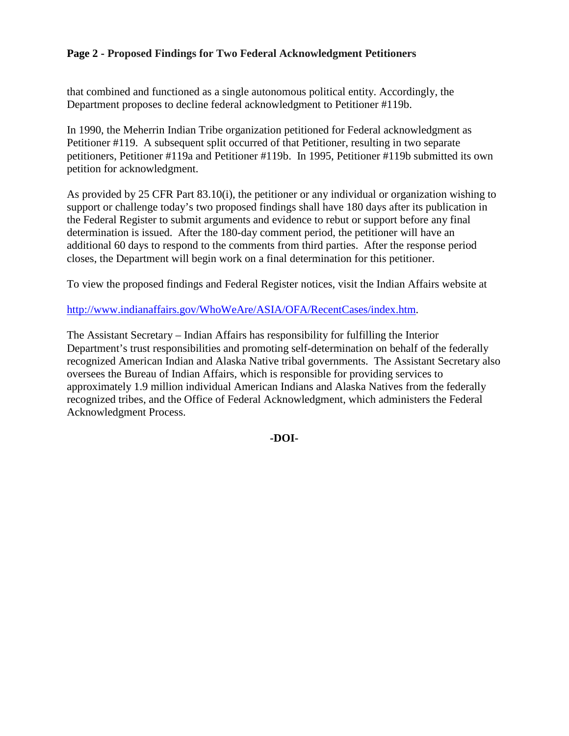that combined and functioned as a single autonomous political entity. Accordingly, the Department proposes to decline federal acknowledgment to Petitioner #119b.

In 1990, the Meherrin Indian Tribe organization petitioned for Federal acknowledgment as Petitioner #119. A subsequent split occurred of that Petitioner, resulting in two separate petitioners, Petitioner #119a and Petitioner #119b. In 1995, Petitioner #119b submitted its own petition for acknowledgment.

As provided by 25 CFR Part 83.10(i), the petitioner or any individual or organization wishing to support or challenge today's two proposed findings shall have 180 days after its publication in the Federal Register to submit arguments and evidence to rebut or support before any final determination is issued. After the 180-day comment period, the petitioner will have an additional 60 days to respond to the comments from third parties. After the response period closes, the Department will begin work on a final determination for this petitioner.

To view the proposed findings and Federal Register notices, visit the Indian Affairs website at

http://www.indianaffairs.gov/WhoWeAre/ASIA/OFA/RecentCases/index.htm.

The Assistant Secretary – Indian Affairs has responsibility for fulfilling the Interior Department's trust responsibilities and promoting self-determination on behalf of the federally recognized American Indian and Alaska Native tribal governments. The Assistant Secretary also oversees the Bureau of Indian Affairs, which is responsible for providing services to approximately 1.9 million individual American Indians and Alaska Natives from the federally recognized tribes, and the Office of Federal Acknowledgment, which administers the Federal Acknowledgment Process.

**-DOI-**